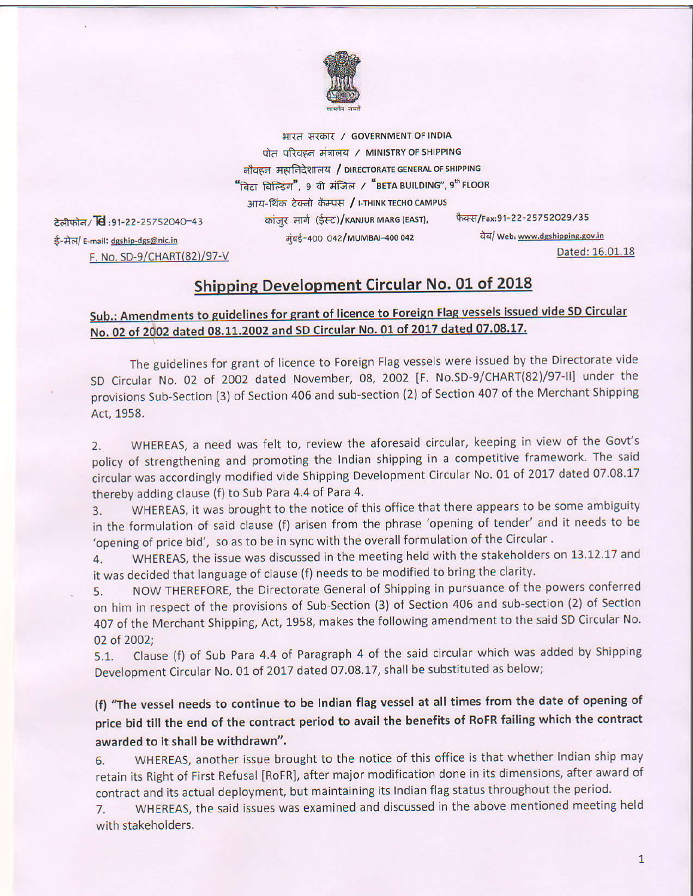भारत सरकार / GOVERNMENT OF INDIA
पोत परिवहन मंत्रालय / MINISTRY OF SHIPPING
नौवहन महानिदेशालय / DIRECTORATE GENERAL OF SHIPPING
"बिटा बिल्डिंग", 9 वी मंजिल / "BETA BUILDING", 9th FLOOR
आय-थिंक टेक्नो कॅम्पस / I-THINK TECHO CAMPUS
कांजुर मार्ग (ईस्ट)/KANJUR MARG (EAST),
मुंबई-400 042/MUMBAI-400 042

टेलीफोन/ Tel :91-22-25752040-43
ई-मेल/ E-mail: dgship-dgs@nic.in

फैक्स/Fax:91-22-25752029/35
वेब/ Web: www.dgshipping.gov.in

F. No. SD-9/CHART(82)/97-V

Dated: 16.01.18

# Shipping Development Circular No. 01 of 2018

## Sub.: Amendments to guidelines for grant of licence to Foreign Flag vessels issued vide SD Circular No. 02 of 2002 dated 08.11.2002 and SD Circular No. 01 of 2017 dated 07.08.17.

The guidelines for grant of licence to Foreign Flag vessels were issued by the Directorate vide SD Circular No. 02 of 2002 dated November, 08, 2002 [F. No.SD-9/CHART(82)/97-II] under the provisions Sub-Section (3) of Section 406 and sub-section (2) of Section 407 of the Merchant Shipping Act, 1958.

2. WHEREAS, a need was felt to, review the aforesaid circular, keeping in view of the Govt's policy of strengthening and promoting the Indian shipping in a competitive framework. The said circular was accordingly modified vide Shipping Development Circular No. 01 of 2017 dated 07.08.17 thereby adding clause (f) to Sub Para 4.4 of Para 4.

3. WHEREAS, it was brought to the notice of this office that there appears to be some ambiguity in the formulation of said clause (f) arisen from the phrase 'opening of tender' and it needs to be 'opening of price bid', so as to be in sync with the overall formulation of the Circular .

4. WHEREAS, the issue was discussed in the meeting held with the stakeholders on 13.12.17 and it was decided that language of clause (f) needs to be modified to bring the clarity.

5. NOW THEREFORE, the Directorate General of Shipping in pursuance of the powers conferred on him in respect of the provisions of Sub-Section (3) of Section 406 and sub-section (2) of Section 407 of the Merchant Shipping, Act, 1958, makes the following amendment to the said SD Circular No. 02 of 2002;

5.1. Clause (f) of Sub Para 4.4 of Paragraph 4 of the said circular which was added by Shipping Development Circular No. 01 of 2017 dated 07.08.17, shall be substituted as below;

**(f) "The vessel needs to continue to be Indian flag vessel at all times from the date of opening of price bid till the end of the contract period to avail the benefits of RoFR failing which the contract awarded to it shall be withdrawn".**

6. WHEREAS, another issue brought to the notice of this office is that whether Indian ship may retain its Right of First Refusal [RoFR], after major modification done in its dimensions, after award of contract and its actual deployment, but maintaining its Indian flag status throughout the period.

7. WHEREAS, the said issues was examined and discussed in the above mentioned meeting held with stakeholders.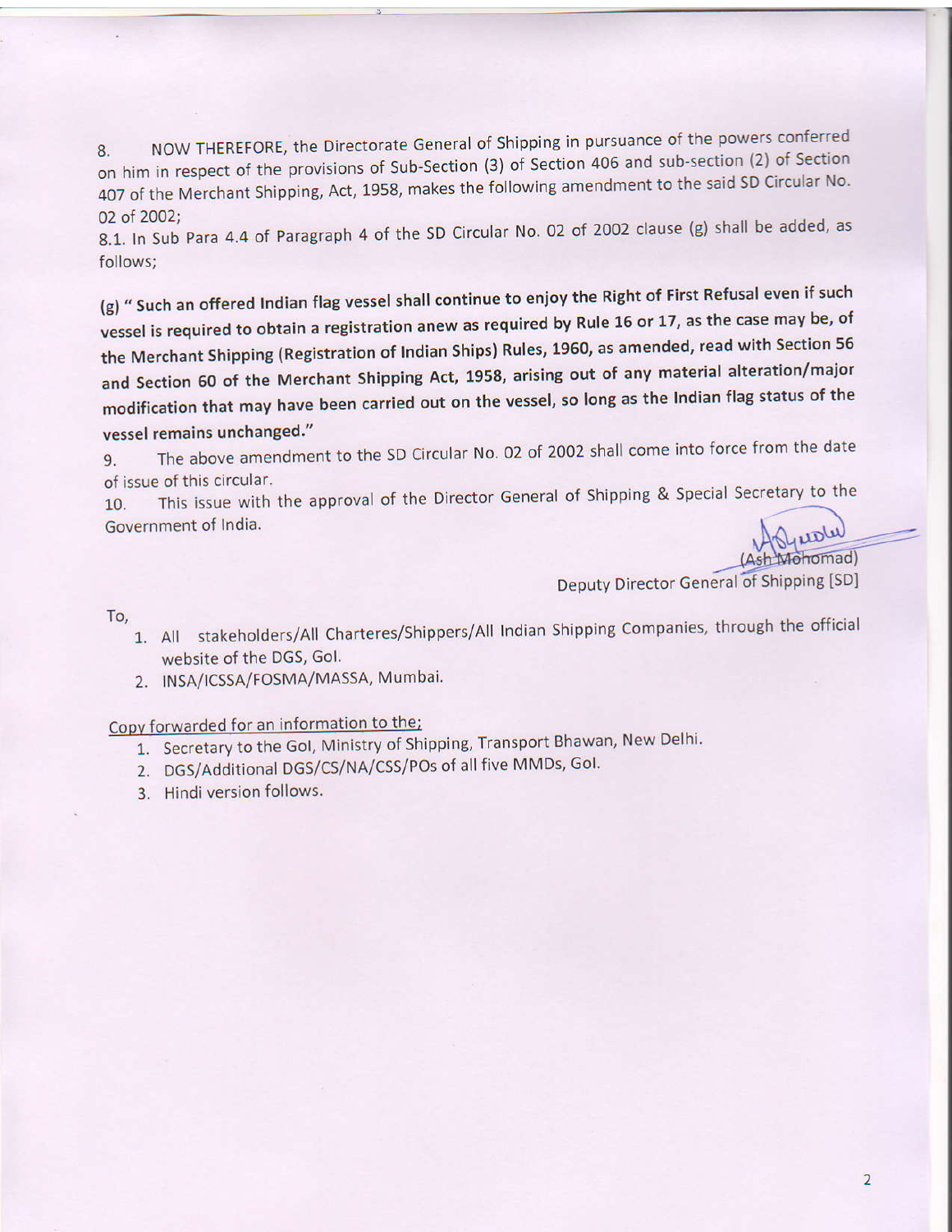8. NOW THEREFORE, the Directorate General of Shipping in pursuance of the powers conferred on him in respect of the provisions of Sub-Section (3) of Section 406 and sub-section (2) of Section 407 of the Merchant Shipping, Act, 1958, makes the following amendment to the said SD Circular No. 02 of 2002;

8.1. In Sub Para 4.4 of Paragraph 4 of the SD Circular No. 02 of 2002 clause (g) shall be added, as follows;

**(g) " Such an offered Indian flag vessel shall continue to enjoy the Right of First Refusal even if such vessel is required to obtain a registration anew as required by Rule 16 or 17, as the case may be, of the Merchant Shipping (Registration of Indian Ships) Rules, 1960, as amended, read with Section 56 and Section 60 of the Merchant Shipping Act, 1958, arising out of any material alteration/major modification that may have been carried out on the vessel, so long as the Indian flag status of the vessel remains unchanged."**

9. The above amendment to the SD Circular No. 02 of 2002 shall come into force from the date of issue of this circular.

10. This issue with the approval of the Director General of Shipping & Special Secretary to the Government of India.

(Ash Mohomad)
Deputy Director General of Shipping [SD]

To,

1. All stakeholders/All Charteres/Shippers/All Indian Shipping Companies, through the official website of the DGS, GoI.
2. INSA/ICSSA/FOSMA/MASSA, Mumbai.

Copy forwarded for an information to the;

1. Secretary to the GoI, Ministry of Shipping, Transport Bhawan, New Delhi.
2. DGS/Additional DGS/CS/NA/CSS/POs of all five MMDs, GoI.
3. Hindi version follows.